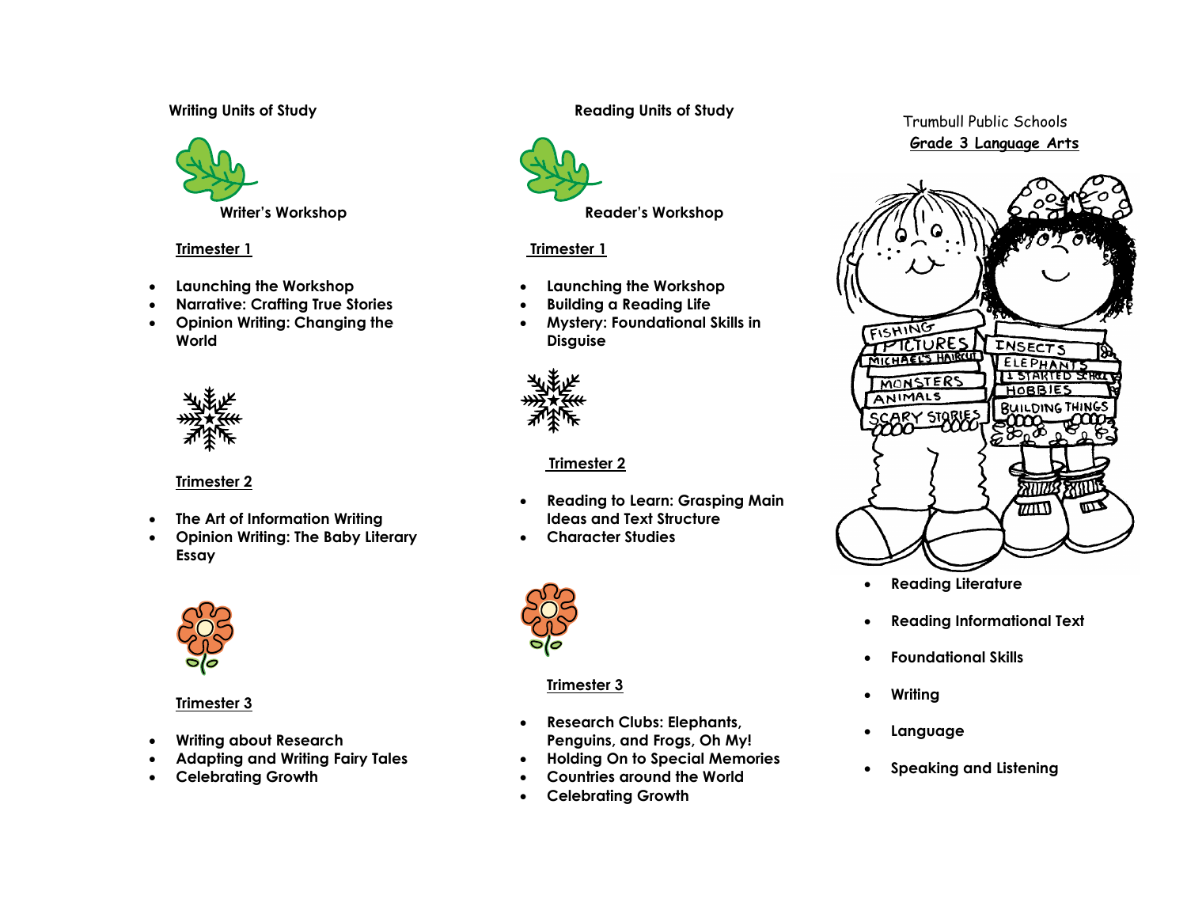## Writing Units of Study

### Writer's Workshop

**Trimester 1**

- Launching the Workshop
- Narrative: Crafting True Stories
- Opinion Writing: Changing the World

**Trimester 2**

- The Art of Information Writing
- Opinion Writing: The Baby Literary Essay

**Trimester 3**

- Writing about Research
- Adapting and Writing Fairy Tales
- Celebrating Growth

## Reading Units of Study

### Reader's Workshop

**Trimester 1**

- Launching the Workshop
- Building a Reading Life
- Mystery: Foundational Skills in Disguise

**Trimester 2**

- Reading to Learn: Grasping Main Ideas and Text Structure
- Character Studies

**Trimester 3**

- Research Clubs: Elephants, Penguins, and Frogs, Oh My!
- Holding On to Special Memories
- Countries around the World
- Celebrating Growth

# Trumbull Public Schools

## Grade 3 Language Arts

- Reading Literature
- Reading Informational Text
- Foundational Skills
- Writing
- Language
- Speaking and Listening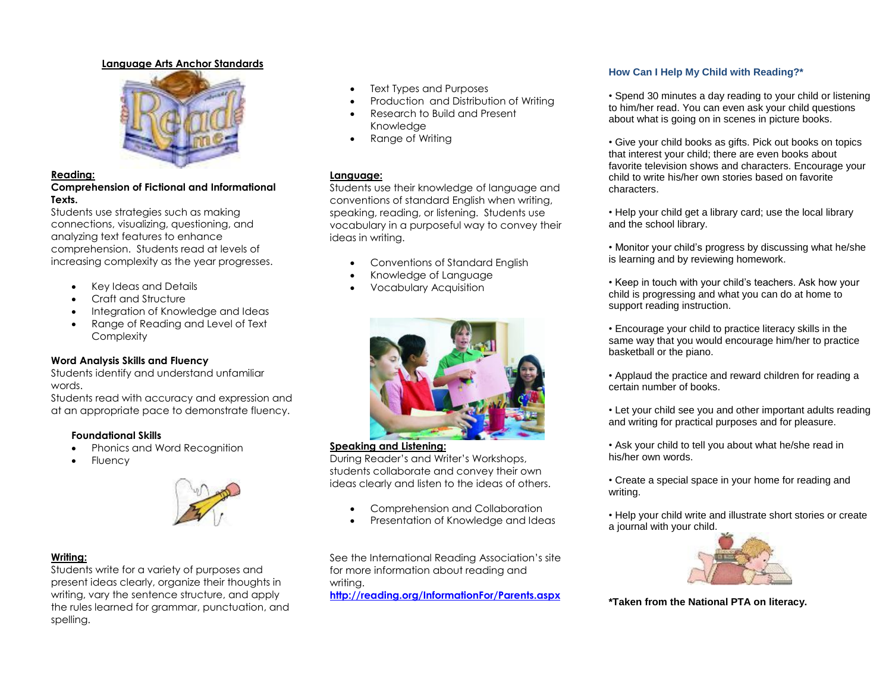## Language Arts Anchor Standards

### Reading:

**Comprehension of Fictional and Informational Texts.**

Students use strategies such as making connections, visualizing, questioning, and analyzing text features to enhance comprehension. Students read at levels of increasing complexity as the year progresses.

- Key Ideas and Details
- Craft and Structure
- Integration of Knowledge and Ideas
- Range of Reading and Level of Text Complexity

**Word Analysis Skills and Fluency**

Students identify and understand unfamiliar words.

Students read with accuracy and expression and at an appropriate pace to demonstrate fluency.

**Foundational Skills**

- Phonics and Word Recognition
- Fluency

### Writing:

Students write for a variety of purposes and present ideas clearly, organize their thoughts in writing, vary the sentence structure, and apply the rules learned for grammar, punctuation, and spelling.

- Text Types and Purposes
- Production and Distribution of Writing
- Research to Build and Present Knowledge
- Range of Writing

### Language:

Students use their knowledge of language and conventions of standard English when writing, speaking, reading, or listening. Students use vocabulary in a purposeful way to convey their ideas in writing.

- Conventions of Standard English
- Knowledge of Language
- Vocabulary Acquisition

### Speaking and Listening:

During Reader's and Writer's Workshops, students collaborate and convey their own ideas clearly and listen to the ideas of others.

- Comprehension and Collaboration
- Presentation of Knowledge and Ideas

See the International Reading Association's site for more information about reading and writing.
http://reading.org/InformationFor/Parents.aspx

## How Can I Help My Child with Reading?*

• Spend 30 minutes a day reading to your child or listening to him/her read. You can even ask your child questions about what is going on in scenes in picture books.

• Give your child books as gifts. Pick out books on topics that interest your child; there are even books about favorite television shows and characters. Encourage your child to write his/her own stories based on favorite characters.

• Help your child get a library card; use the local library and the school library.

• Monitor your child's progress by discussing what he/she is learning and by reviewing homework.

• Keep in touch with your child's teachers. Ask how your child is progressing and what you can do at home to support reading instruction.

• Encourage your child to practice literacy skills in the same way that you would encourage him/her to practice basketball or the piano.

• Applaud the practice and reward children for reading a certain number of books.

• Let your child see you and other important adults reading and writing for practical purposes and for pleasure.

• Ask your child to tell you about what he/she read in his/her own words.

• Create a special space in your home for reading and writing.

• Help your child write and illustrate short stories or create a journal with your child.

**\*Taken from the National PTA on literacy.**